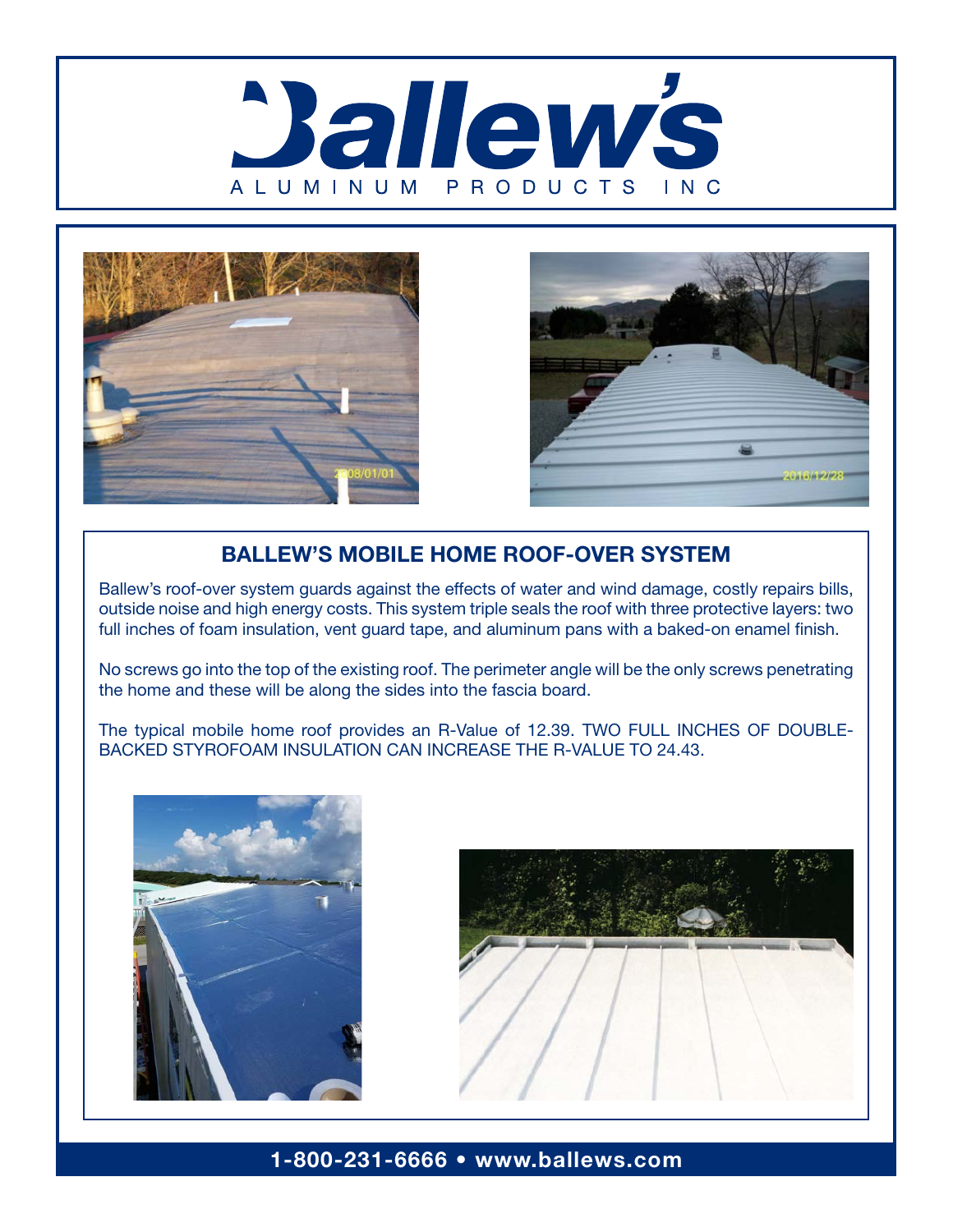# Ballew's

ALUMINUM PRODUCTS INC

## BALLEW'S MOBILE HOME ROOF-OVER SYSTEM

Ballew's roof-over system guards against the effects of water and wind damage, costly repairs bills, outside noise and high energy costs. This system triple seals the roof with three protective layers: two full inches of foam insulation, vent guard tape, and aluminum pans with a baked-on enamel finish.

No screws go into the top of the existing roof. The perimeter angle will be the only screws penetrating the home and these will be along the sides into the fascia board.

The typical mobile home roof provides an R-Value of 12.39. TWO FULL INCHES OF DOUBLE-BACKED STYROFOAM INSULATION CAN INCREASE THE R-VALUE TO 24.43.

**1-800-231-6666 • www.ballews.com**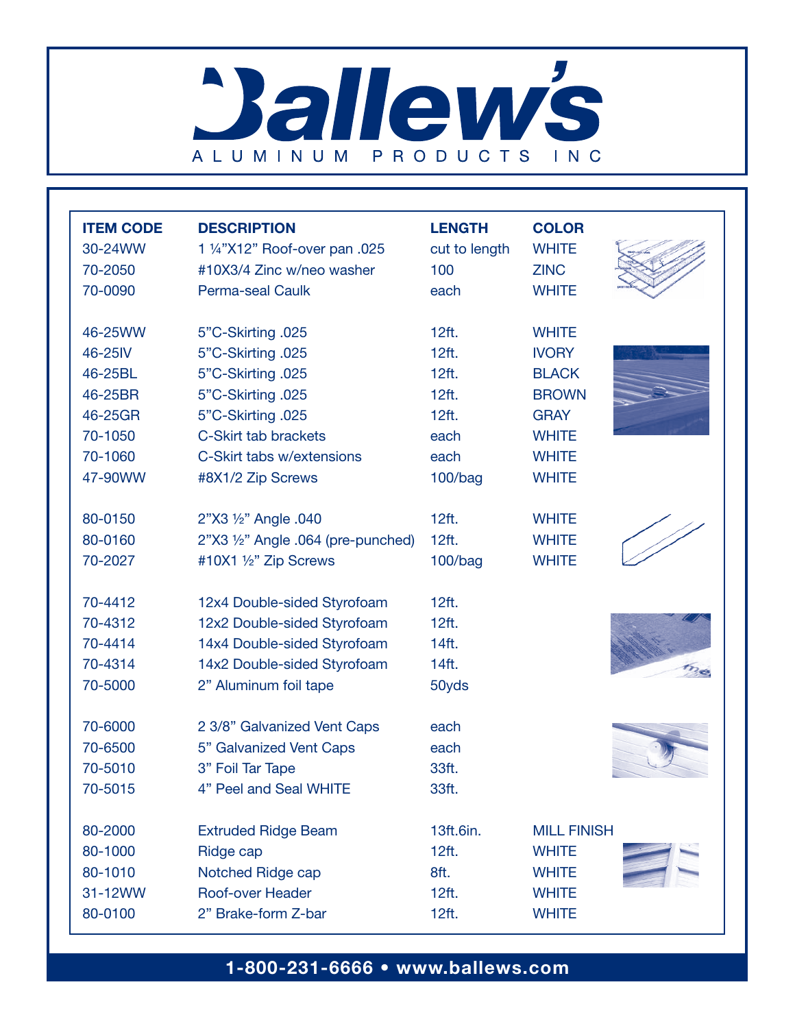# Ballew's

ALUMINUM PRODUCTS INC

| ITEM CODE | DESCRIPTION | LENGTH | COLOR |
|---|---|---|---|
| 30-24WW | 1 ¼"X12" Roof-over pan .025 | cut to length | WHITE |
| 70-2050 | #10X3/4 Zinc w/neo washer | 100 | ZINC |
| 70-0090 | Perma-seal Caulk | each | WHITE |
| | | | |
| 46-25WW | 5"C-Skirting .025 | 12ft. | WHITE |
| 46-25IV | 5"C-Skirting .025 | 12ft. | IVORY |
| 46-25BL | 5"C-Skirting .025 | 12ft. | BLACK |
| 46-25BR | 5"C-Skirting .025 | 12ft. | BROWN |
| 46-25GR | 5"C-Skirting .025 | 12ft. | GRAY |
| 70-1050 | C-Skirt tab brackets | each | WHITE |
| 70-1060 | C-Skirt tabs w/extensions | each | WHITE |
| 47-90WW | #8X1/2 Zip Screws | 100/bag | WHITE |
| | | | |
| 80-0150 | 2"X3 ½" Angle .040 | 12ft. | WHITE |
| 80-0160 | 2"X3 ½" Angle .064 (pre-punched) | 12ft. | WHITE |
| 70-2027 | #10X1 ½" Zip Screws | 100/bag | WHITE |
| | | | |
| 70-4412 | 12x4 Double-sided Styrofoam | 12ft. | |
| 70-4312 | 12x2 Double-sided Styrofoam | 12ft. | |
| 70-4414 | 14x4 Double-sided Styrofoam | 14ft. | |
| 70-4314 | 14x2 Double-sided Styrofoam | 14ft. | |
| 70-5000 | 2" Aluminum foil tape | 50yds | |
| | | | |
| 70-6000 | 2 3/8" Galvanized Vent Caps | each | |
| 70-6500 | 5" Galvanized Vent Caps | each | |
| 70-5010 | 3" Foil Tar Tape | 33ft. | |
| 70-5015 | 4" Peel and Seal WHITE | 33ft. | |
| | | | |
| 80-2000 | Extruded Ridge Beam | 13ft.6in. | MILL FINISH |
| 80-1000 | Ridge cap | 12ft. | WHITE |
| 80-1010 | Notched Ridge cap | 8ft. | WHITE |
| 31-12WW | Roof-over Header | 12ft. | WHITE |
| 80-0100 | 2" Brake-form Z-bar | 12ft. | WHITE |

**1-800-231-6666 • www.ballews.com**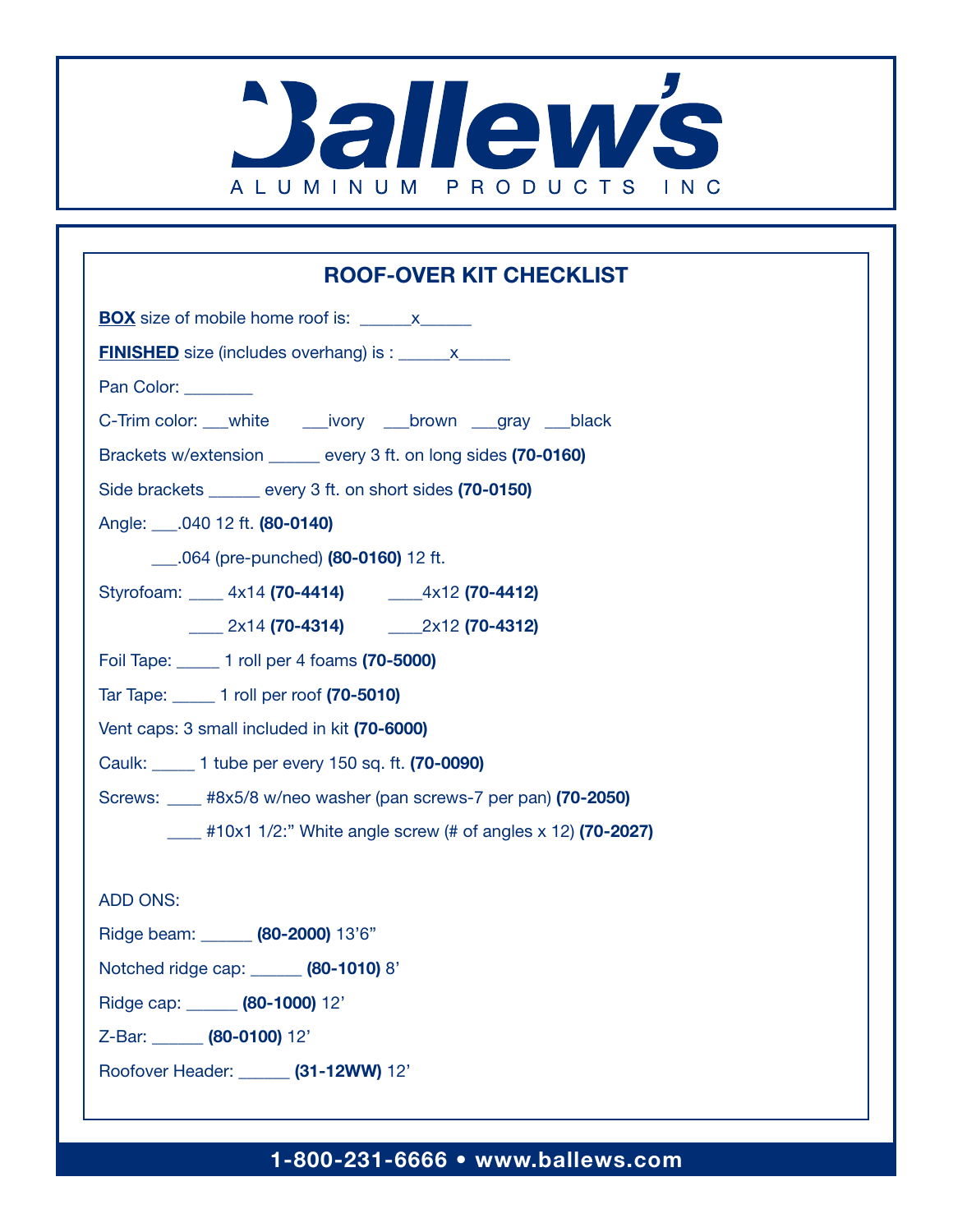# Ballew's
ALUMINUM PRODUCTS INC

## ROOF-OVER KIT CHECKLIST

**BOX** size of mobile home roof is: ______x______

**FINISHED** size (includes overhang) is : ______x______

Pan Color: ________

C-Trim color: ___white ___ivory ___brown ___gray ___black

Brackets w/extension ______ every 3 ft. on long sides **(70-0160)**

Side brackets ______ every 3 ft. on short sides **(70-0150)**

Angle: ___.040 12 ft. **(80-0140)**

___.064 (pre-punched) **(80-0160)** 12 ft.

Styrofoam: ____ 4x14 **(70-4414)** ____4x12 **(70-4412)**

____ 2x14 **(70-4314)** ____2x12 **(70-4312)**

Foil Tape: _____ 1 roll per 4 foams **(70-5000)**

Tar Tape: _____ 1 roll per roof **(70-5010)**

Vent caps: 3 small included in kit **(70-6000)**

Caulk: _____ 1 tube per every 150 sq. ft. **(70-0090)**

Screws: ____ #8x5/8 w/neo washer (pan screws-7 per pan) **(70-2050)**

____ #10x1 1/2:" White angle screw (# of angles x 12) **(70-2027)**

ADD ONS:

Ridge beam: ______ **(80-2000)** 13'6"

Notched ridge cap: ______ **(80-1010)** 8'

Ridge cap: ______ **(80-1000)** 12'

Z-Bar: ______ **(80-0100)** 12'

Roofover Header: ______ **(31-12WW)** 12'

**1-800-231-6666 • www.ballews.com**